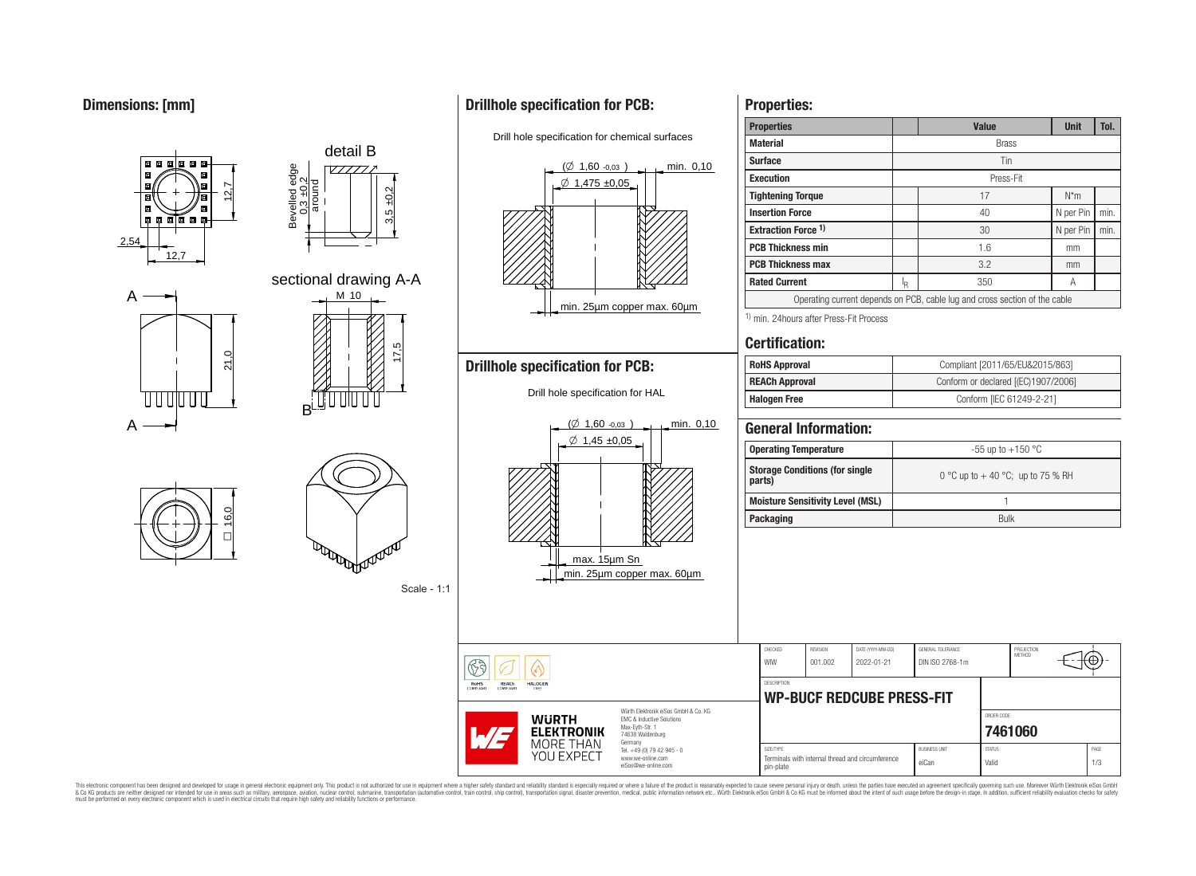## Dimensions: [mm]

detail B

Bevelled edge 0,3 ±0,2 around

3,5 ±0,2

12,7

2,54

12,7

sectional drawing A-A

M 10

17,5

21,0

A

A

B

□ 16,0

Scale - 1:1

## Drillhole specification for PCB:

Drill hole specification for chemical surfaces

(Ø 1,60 -0,03 )

Ø 1,475 ±0,05

min. 0,10

min. 25µm copper max. 60µm

## Drillhole specification for PCB:

Drill hole specification for HAL

(Ø 1,60 -0,03 )

Ø 1,45 ±0,05

min. 0,10

max. 15µm Sn

min. 25µm copper max. 60µm

## Properties:

| Properties | | Value | Unit | Tol. |
|---|---|---|---|---|
| Material | | Brass | | |
| Surface | | Tin | | |
| Execution | | Press-Fit | | |
| Tightening Torque | | 17 | N*m | |
| Insertion Force | | 40 | N per Pin | min. |
| Extraction Force 1) | | 30 | N per Pin | min. |
| PCB Thickness min | | 1.6 | mm | |
| PCB Thickness max | | 3.2 | mm | |
| Rated Current | $I_R$ | 350 | A | |
| Operating current depends on PCB, cable lug and cross section of the cable | | | | |

1) min. 24hours after Press-Fit Process

## Certification:

| | |
|---|---|
| RoHS Approval | Compliant [2011/65/EU&2015/863] |
| REACh Approval | Conform or declared [(EC)1907/2006] |
| Halogen Free | Conform [IEC 61249-2-21] |

## General Information:

| | |
|---|---|
| Operating Temperature | -55 up to +150 °C |
| Storage Conditions (for single parts) | 0 °C up to + 40 °C; up to 75 % RH |
| Moisture Sensitivity Level (MSL) | 1 |
| Packaging | Bulk |

| CHECKED | REVISION | DATE (YYYY-MM-DD) | GENERAL TOLERANCE | PROJECTION METHOD |
|---|---|---|---|---|
| WIW | 001.002 | 2022-01-21 | DIN ISO 2768-1m | |

DESCRIPTION: **WP-BUCF REDCUBE PRESS-FIT**

ORDER CODE: **7461060**

| SIZE/TYPE | BUSINESS UNIT | STATUS | PAGE |
|---|---|---|---|
| Terminals with internal thread and circumference pin-plate | eiCan | Valid | 1/3 |

RoHS COMPLIANT · REACh COMPLIANT · HALOGEN FREE

WÜRTH ELEKTRONIK MORE THAN YOU EXPECT

Würth Elektronik eiSos GmbH & Co. KG
EMC & Inductive Solutions
Max-Eyth-Str. 1
74638 Waldenburg
Germany
Tel. +49 (0) 79 42 945 - 0
www.we-online.com
eiSos@we-online.com

This electronic component has been designed and developed for usage in general electronic equipment only. This product is not authorized for use in equipment where a higher safety standard and reliability standard is especially required or where a failure of the product is reasonably expected to cause severe personal injury or death, unless the parties have executed an agreement specifically governing such use. Moreover Würth Elektronik eiSos GmbH & Co KG products are neither designed nor intended for use in areas such as military, aerospace, aviation, nuclear control, submarine, transportation (automotive control, train control, ship control), transportation signal, disaster prevention, medical, public information network etc.. Würth Elektronik eiSos GmbH & Co KG must be informed about the intent of such usage before the design-in stage. In addition, sufficient reliability evaluation checks for safety must be performed on every electronic component which is used in electrical circuits that require high safety and reliability functions or performance.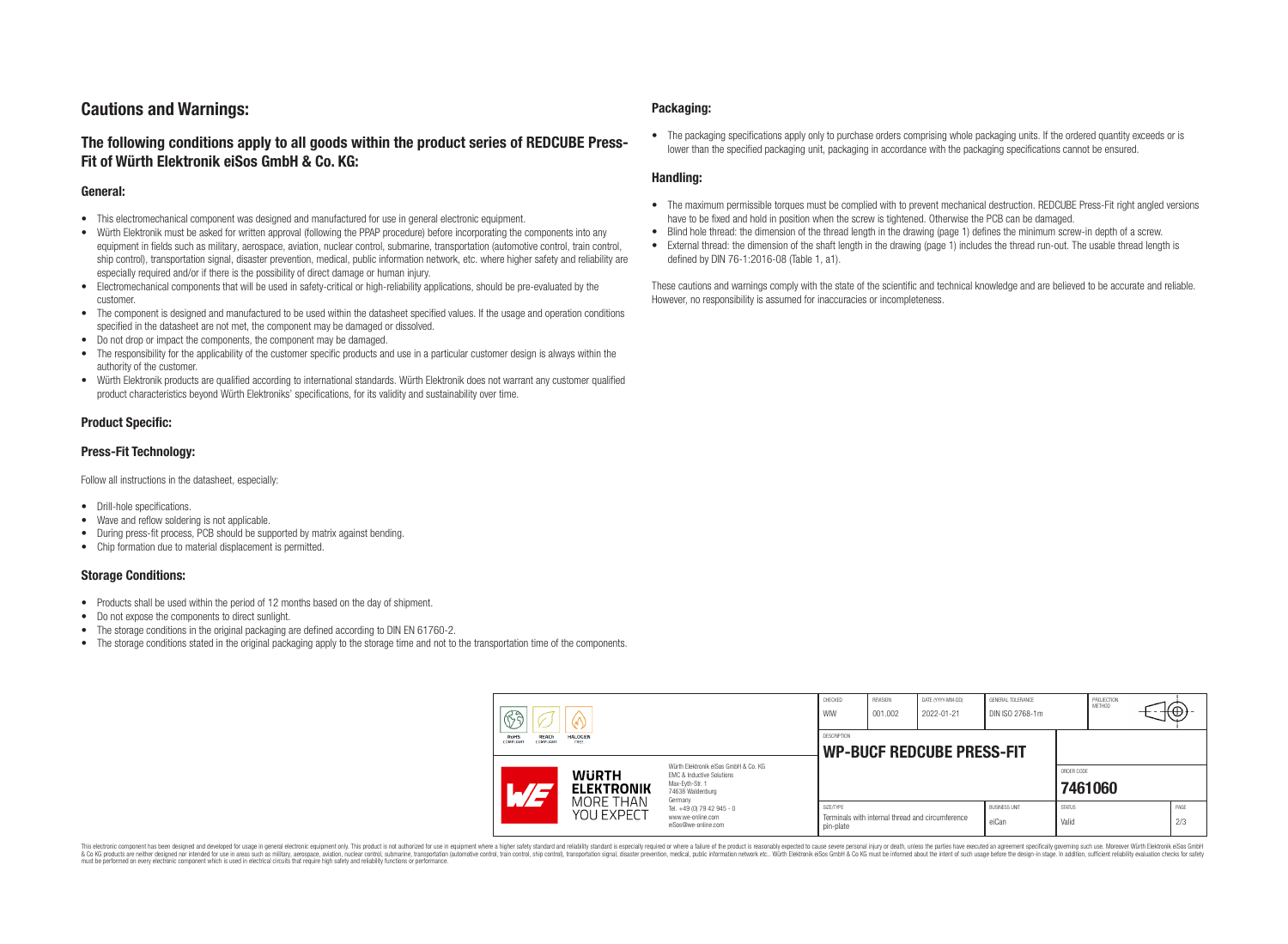# Cautions and Warnings:

## The following conditions apply to all goods within the product series of REDCUBE Press-Fit of Würth Elektronik eiSos GmbH & Co. KG:

### General:

- This electromechanical component was designed and manufactured for use in general electronic equipment.
- Würth Elektronik must be asked for written approval (following the PPAP procedure) before incorporating the components into any equipment in fields such as military, aerospace, aviation, nuclear control, submarine, transportation (automotive control, train control, ship control), transportation signal, disaster prevention, medical, public information network, etc. where higher safety and reliability are especially required and/or if there is the possibility of direct damage or human injury.
- Electromechanical components that will be used in safety-critical or high-reliability applications, should be pre-evaluated by the customer.
- The component is designed and manufactured to be used within the datasheet specified values. If the usage and operation conditions specified in the datasheet are not met, the component may be damaged or dissolved.
- Do not drop or impact the components, the component may be damaged.
- The responsibility for the applicability of the customer specific products and use in a particular customer design is always within the authority of the customer.
- Würth Elektronik products are qualified according to international standards. Würth Elektronik does not warrant any customer qualified product characteristics beyond Würth Elektroniks' specifications, for its validity and sustainability over time.

### Product Specific:

### Press-Fit Technology:

Follow all instructions in the datasheet, especially:

- Drill-hole specifications.
- Wave and reflow soldering is not applicable.
- During press-fit process, PCB should be supported by matrix against bending.
- Chip formation due to material displacement is permitted.

### Storage Conditions:

- Products shall be used within the period of 12 months based on the day of shipment.
- Do not expose the components to direct sunlight.
- The storage conditions in the original packaging are defined according to DIN EN 61760-2.
- The storage conditions stated in the original packaging apply to the storage time and not to the transportation time of the components.

### Packaging:

- The packaging specifications apply only to purchase orders comprising whole packaging units. If the ordered quantity exceeds or is lower than the specified packaging unit, packaging in accordance with the packaging specifications cannot be ensured.

### Handling:

- The maximum permissible torques must be complied with to prevent mechanical destruction. REDCUBE Press-Fit right angled versions have to be fixed and hold in position when the screw is tightened. Otherwise the PCB can be damaged.
- Blind hole thread: the dimension of the thread length in the drawing (page 1) defines the minimum screw-in depth of a screw.
- External thread: the dimension of the shaft length in the drawing (page 1) includes the thread run-out. The usable thread length is defined by DIN 76-1:2016-08 (Table 1, a1).

These cautions and warnings comply with the state of the scientific and technical knowledge and are believed to be accurate and reliable. However, no responsibility is assumed for inaccuracies or incompleteness.

| CHECKED | REVISION | DATE (YYYY-MM-DD) | GENERAL TOLERANCE | PROJECTION METHOD |
|---|---|---|---|---|
| WIW | 001.002 | 2022-01-21 | DIN ISO 2768-1m | |

DESCRIPTION: **WP-BUCF REDCUBE PRESS-FIT**

ORDER CODE: **7461060**

| SIZE/TYPE | BUSINESS UNIT | STATUS | PAGE |
|---|---|---|---|
| Terminals with internal thread and circumference pin-plate | eiCan | Valid | 2/3 |

Würth Elektronik eiSos GmbH & Co. KG
EMC & Inductive Solutions
Max-Eyth-Str. 1
74638 Waldenburg
Germany
Tel. +49 (0) 79 42 945 - 0
www.we-online.com
eiSos@we-online.com

This electronic component has been designed and developed for usage in general electronic equipment only. This product is not authorized for use in equipment where a higher safety standard and reliability standard is especially required or where a failure of the product is reasonably expected to cause severe personal injury or death, unless the parties have executed an agreement specifically governing such use. Moreover Würth Elektronik eiSos GmbH & Co KG products are neither designed nor intended for use in areas such as military, aerospace, aviation, nuclear control, submarine, transportation (automotive control, train control, ship control), transportation signal, disaster prevention, medical, public information network etc.. Würth Elektronik eiSos GmbH & Co KG must be informed about the intent of such usage before the design-in stage. In addition, sufficient reliability evaluation checks for safety must be performed on every electronic component which is used in electrical circuits that require high safety and reliability functions or performance.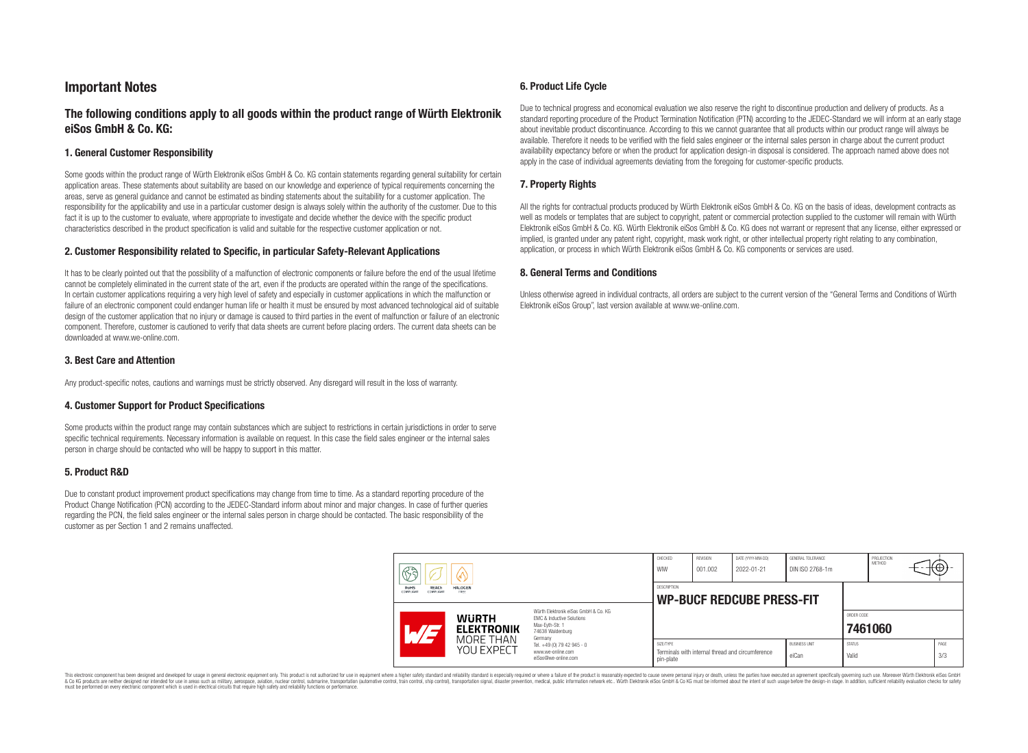# Important Notes

## The following conditions apply to all goods within the product range of Würth Elektronik eiSos GmbH & Co. KG:

### 1. General Customer Responsibility

Some goods within the product range of Würth Elektronik eiSos GmbH & Co. KG contain statements regarding general suitability for certain application areas. These statements about suitability are based on our knowledge and experience of typical requirements concerning the areas, serve as general guidance and cannot be estimated as binding statements about the suitability for a customer application. The responsibility for the applicability and use in a particular customer design is always solely within the authority of the customer. Due to this fact it is up to the customer to evaluate, where appropriate to investigate and decide whether the device with the specific product characteristics described in the product specification is valid and suitable for the respective customer application or not.

### 2. Customer Responsibility related to Specific, in particular Safety-Relevant Applications

It has to be clearly pointed out that the possibility of a malfunction of electronic components or failure before the end of the usual lifetime cannot be completely eliminated in the current state of the art, even if the products are operated within the range of the specifications. In certain customer applications requiring a very high level of safety and especially in customer applications in which the malfunction or failure of an electronic component could endanger human life or health it must be ensured by most advanced technological aid of suitable design of the customer application that no injury or damage is caused to third parties in the event of malfunction or failure of an electronic component. Therefore, customer is cautioned to verify that data sheets are current before placing orders. The current data sheets can be downloaded at www.we-online.com.

### 3. Best Care and Attention

Any product-specific notes, cautions and warnings must be strictly observed. Any disregard will result in the loss of warranty.

### 4. Customer Support for Product Specifications

Some products within the product range may contain substances which are subject to restrictions in certain jurisdictions in order to serve specific technical requirements. Necessary information is available on request. In this case the field sales engineer or the internal sales person in charge should be contacted who will be happy to support in this matter.

### 5. Product R&D

Due to constant product improvement product specifications may change from time to time. As a standard reporting procedure of the Product Change Notification (PCN) according to the JEDEC-Standard inform about minor and major changes. In case of further queries regarding the PCN, the field sales engineer or the internal sales person in charge should be contacted. The basic responsibility of the customer as per Section 1 and 2 remains unaffected.

### 6. Product Life Cycle

Due to technical progress and economical evaluation we also reserve the right to discontinue production and delivery of products. As a standard reporting procedure of the Product Termination Notification (PTN) according to the JEDEC-Standard we will inform at an early stage about inevitable product discontinuance. According to this we cannot guarantee that all products within our product range will always be available. Therefore it needs to be verified with the field sales engineer or the internal sales person in charge about the current product availability expectancy before or when the product for application design-in disposal is considered. The approach named above does not apply in the case of individual agreements deviating from the foregoing for customer-specific products.

### 7. Property Rights

All the rights for contractual products produced by Würth Elektronik eiSos GmbH & Co. KG on the basis of ideas, development contracts as well as models or templates that are subject to copyright, patent or commercial protection supplied to the customer will remain with Würth Elektronik eiSos GmbH & Co. KG. Würth Elektronik eiSos GmbH & Co. KG does not warrant or represent that any license, either expressed or implied, is granted under any patent right, copyright, mask work right, or other intellectual property right relating to any combination, application, or process in which Würth Elektronik eiSos GmbH & Co. KG components or services are used.

### 8. General Terms and Conditions

Unless otherwise agreed in individual contracts, all orders are subject to the current version of the "General Terms and Conditions of Würth Elektronik eiSos Group", last version available at www.we-online.com.

| | | | | | | |
|---|---|---|---|---|---|---|
| CHECKED: WIW | REVISION: 001.002 | DATE (YYYY-MM-DD): 2022-01-21 | GENERAL TOLERANCE: DIN ISO 2768-1m | | PROJECTION METHOD | |
| DESCRIPTION: **WP-BUCF REDCUBE PRESS-FIT** | | | | | | |
| | | | | ORDER CODE: **7461060** | | |
| SIZE/TYPE: Terminals with internal thread and circumference pin-plate | | | BUSINESS UNIT: eiCan | STATUS: Valid | | PAGE: 3/3 |

Würth Elektronik eiSos GmbH & Co. KG
EMC & Inductive Solutions
Max-Eyth-Str. 1
74638 Waldenburg
Germany
Tel. +49 (0) 79 42 945 - 0
www.we-online.com
eiSos@we-online.com

This electronic component has been designed and developed for usage in general electronic equipment only. This product is not authorized for use in equipment where a higher safety standard and reliability standard is especially required or where a failure of the product is reasonably expected to cause severe personal injury or death, unless the parties have executed an agreement specifically governing such use. Moreover Würth Elektronik eiSos GmbH & Co KG products are neither designed nor intended for use in areas such as military, aerospace, aviation, nuclear control, submarine, transportation (automotive control, train control, ship control), transportation signal, disaster prevention, medical, public information network etc.. Würth Elektronik eiSos GmbH & Co KG must be informed about the intent of such usage before the design-in stage. In addition, sufficient reliability evaluation checks for safety must be performed on every electronic component which is used in electrical circuits that require high safety and reliability functions or performance.